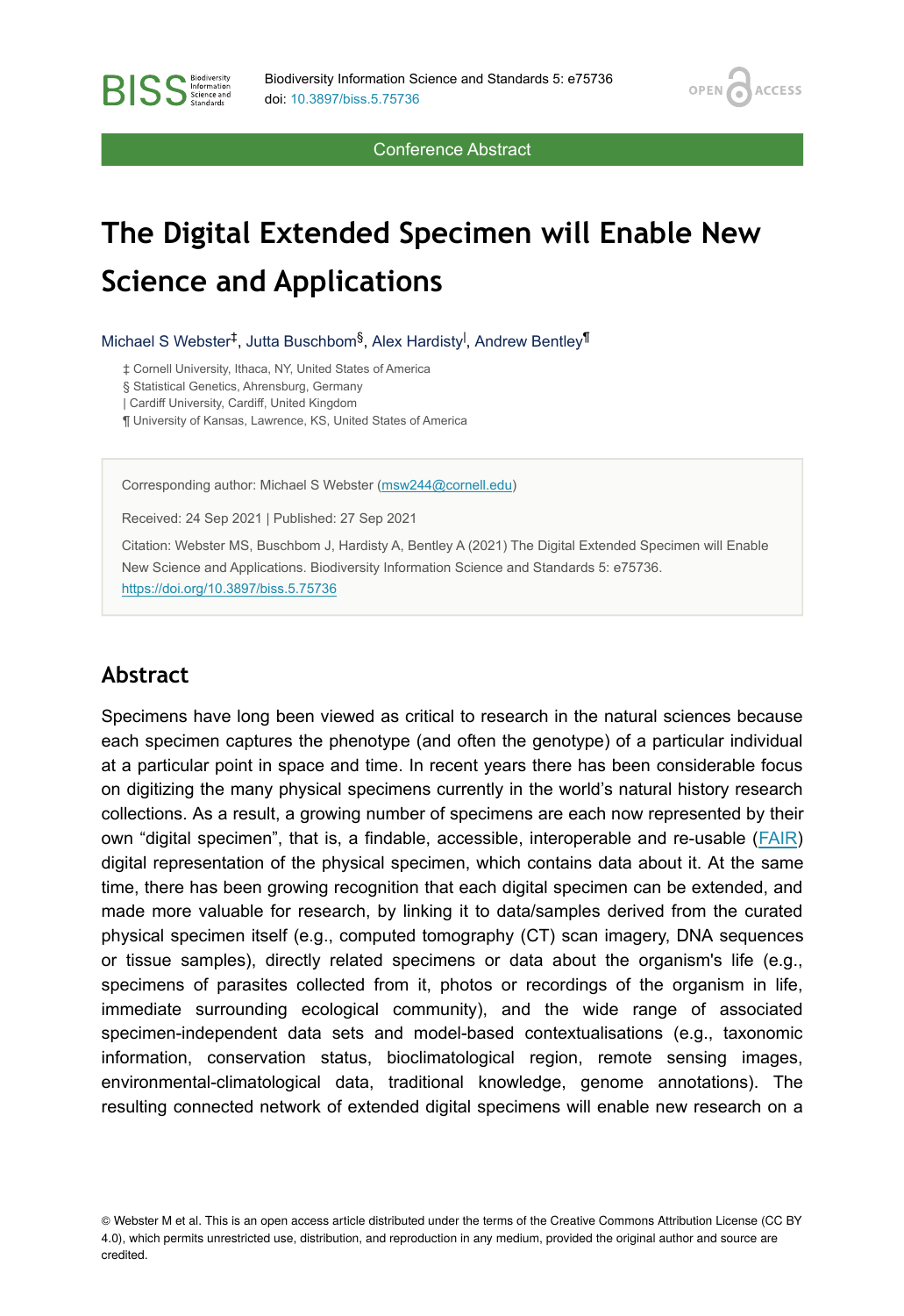Conference Abstract

# The Digital Extended Specimen will Enable New Science and Applications

Michael S Webster[‡], Jutta Buschbom[§], Alex Hardisty[|], Andrew Bentley[¶]

‡ Cornell University, Ithaca, NY, United States of America
§ Statistical Genetics, Ahrensburg, Germany
| Cardiff University, Cardiff, United Kingdom
¶ University of Kansas, Lawrence, KS, United States of America

Corresponding author: Michael S Webster (msw244@cornell.edu)

Received: 24 Sep 2021 | Published: 27 Sep 2021

Citation: Webster MS, Buschbom J, Hardisty A, Bentley A (2021) The Digital Extended Specimen will Enable New Science and Applications. Biodiversity Information Science and Standards 5: e75736. https://doi.org/10.3897/biss.5.75736

## Abstract

Specimens have long been viewed as critical to research in the natural sciences because each specimen captures the phenotype (and often the genotype) of a particular individual at a particular point in space and time. In recent years there has been considerable focus on digitizing the many physical specimens currently in the world's natural history research collections. As a result, a growing number of specimens are each now represented by their own "digital specimen", that is, a findable, accessible, interoperable and re-usable (FAIR) digital representation of the physical specimen, which contains data about it. At the same time, there has been growing recognition that each digital specimen can be extended, and made more valuable for research, by linking it to data/samples derived from the curated physical specimen itself (e.g., computed tomography (CT) scan imagery, DNA sequences or tissue samples), directly related specimens or data about the organism's life (e.g., specimens of parasites collected from it, photos or recordings of the organism in life, immediate surrounding ecological community), and the wide range of associated specimen-independent data sets and model-based contextualisations (e.g., taxonomic information, conservation status, bioclimatological region, remote sensing images, environmental-climatological data, traditional knowledge, genome annotations). The resulting connected network of extended digital specimens will enable new research on a

© Webster M et al. This is an open access article distributed under the terms of the Creative Commons Attribution License (CC BY 4.0), which permits unrestricted use, distribution, and reproduction in any medium, provided the original author and source are credited.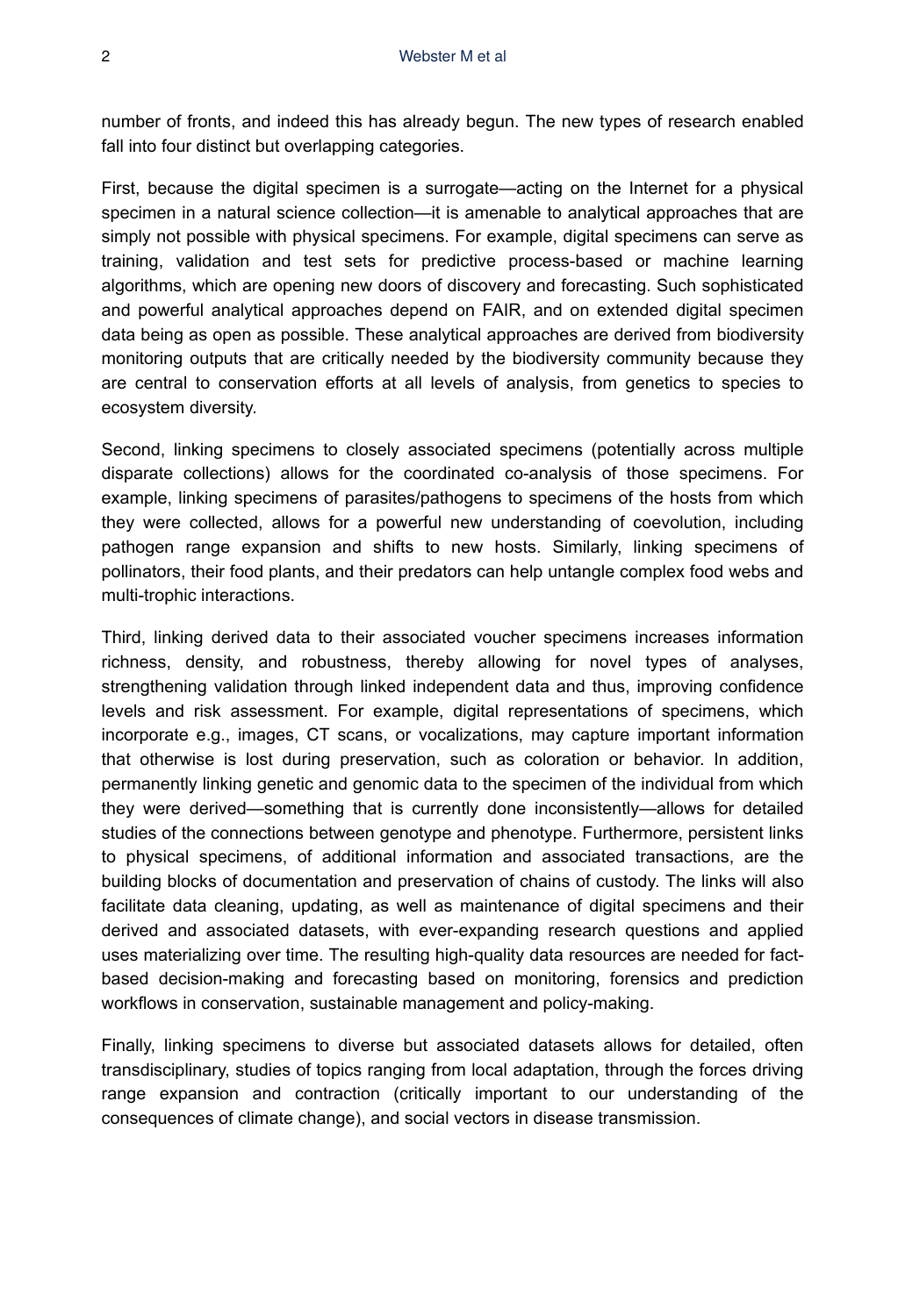number of fronts, and indeed this has already begun. The new types of research enabled fall into four distinct but overlapping categories.

First, because the digital specimen is a surrogate—acting on the Internet for a physical specimen in a natural science collection—it is amenable to analytical approaches that are simply not possible with physical specimens. For example, digital specimens can serve as training, validation and test sets for predictive process-based or machine learning algorithms, which are opening new doors of discovery and forecasting. Such sophisticated and powerful analytical approaches depend on FAIR, and on extended digital specimen data being as open as possible. These analytical approaches are derived from biodiversity monitoring outputs that are critically needed by the biodiversity community because they are central to conservation efforts at all levels of analysis, from genetics to species to ecosystem diversity.

Second, linking specimens to closely associated specimens (potentially across multiple disparate collections) allows for the coordinated co-analysis of those specimens. For example, linking specimens of parasites/pathogens to specimens of the hosts from which they were collected, allows for a powerful new understanding of coevolution, including pathogen range expansion and shifts to new hosts. Similarly, linking specimens of pollinators, their food plants, and their predators can help untangle complex food webs and multi-trophic interactions.

Third, linking derived data to their associated voucher specimens increases information richness, density, and robustness, thereby allowing for novel types of analyses, strengthening validation through linked independent data and thus, improving confidence levels and risk assessment. For example, digital representations of specimens, which incorporate e.g., images, CT scans, or vocalizations, may capture important information that otherwise is lost during preservation, such as coloration or behavior. In addition, permanently linking genetic and genomic data to the specimen of the individual from which they were derived—something that is currently done inconsistently—allows for detailed studies of the connections between genotype and phenotype. Furthermore, persistent links to physical specimens, of additional information and associated transactions, are the building blocks of documentation and preservation of chains of custody. The links will also facilitate data cleaning, updating, as well as maintenance of digital specimens and their derived and associated datasets, with ever-expanding research questions and applied uses materializing over time. The resulting high-quality data resources are needed for fact-based decision-making and forecasting based on monitoring, forensics and prediction workflows in conservation, sustainable management and policy-making.

Finally, linking specimens to diverse but associated datasets allows for detailed, often transdisciplinary, studies of topics ranging from local adaptation, through the forces driving range expansion and contraction (critically important to our understanding of the consequences of climate change), and social vectors in disease transmission.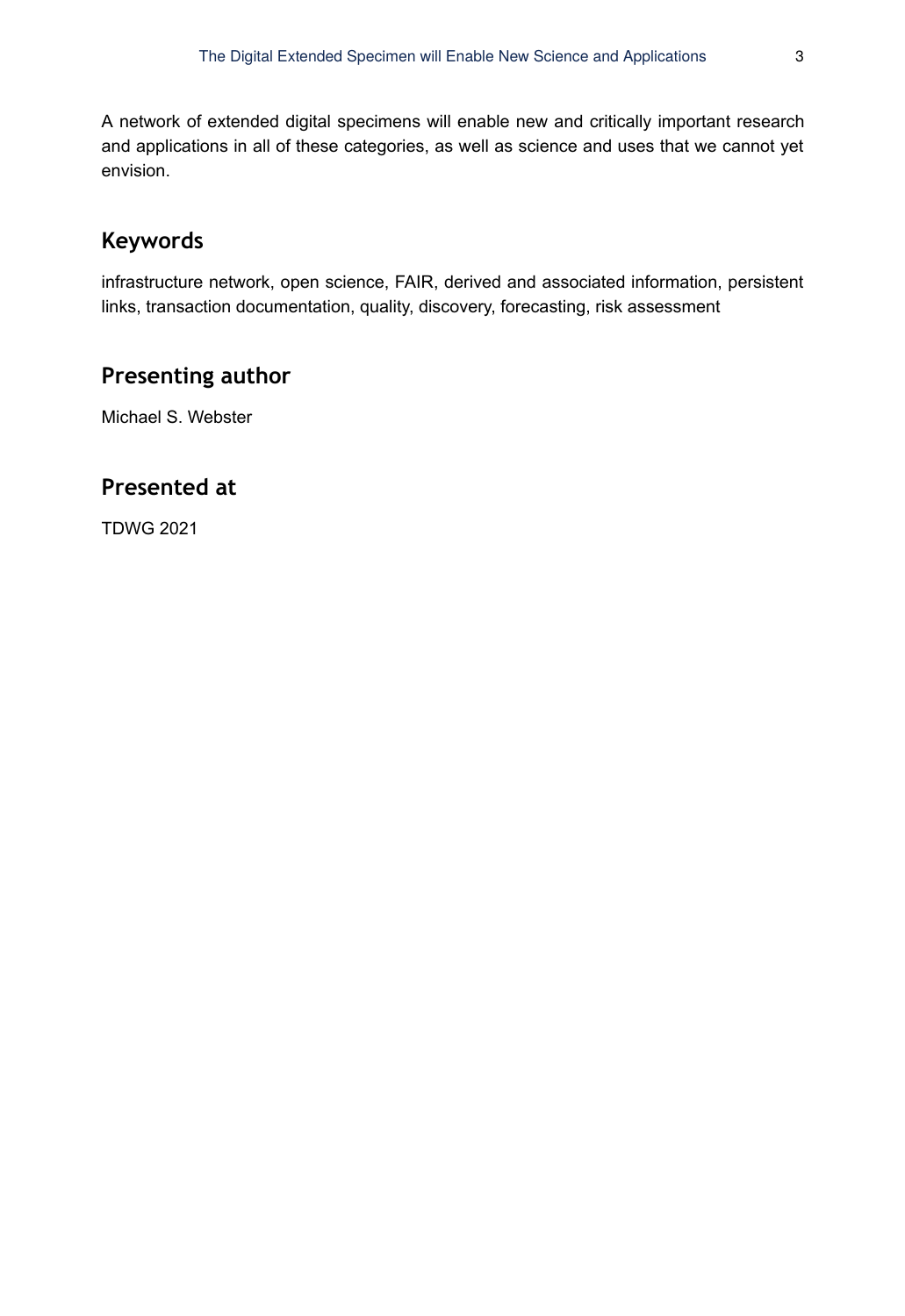A network of extended digital specimens will enable new and critically important research and applications in all of these categories, as well as science and uses that we cannot yet envision.

## Keywords

infrastructure network, open science, FAIR, derived and associated information, persistent links, transaction documentation, quality, discovery, forecasting, risk assessment

## Presenting author

Michael S. Webster

## Presented at

TDWG 2021